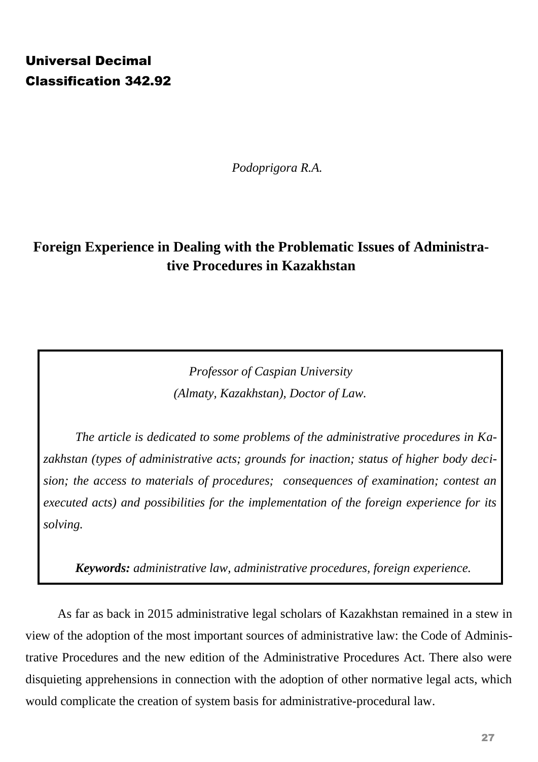**Universal Decimal Classification 342.92**

*Podoprigora R.A.*

# Foreign Experience in Dealing with the Problematic Issues of Administrative Procedures in Kazakhstan

*Professor of Caspian University (Almaty, Kazakhstan), Doctor of Law.*

*The article is dedicated to some problems of the administrative procedures in Kazakhstan (types of administrative acts; grounds for inaction; status of higher body decision; the access to materials of procedures; consequences of examination; contest an executed acts) and possibilities for the implementation of the foreign experience for its solving.*

***Keywords:*** *administrative law, administrative procedures, foreign experience.*

As far as back in 2015 administrative legal scholars of Kazakhstan remained in a stew in view of the adoption of the most important sources of administrative law: the Code of Administrative Procedures and the new edition of the Administrative Procedures Act. There also were disquieting apprehensions in connection with the adoption of other normative legal acts, which would complicate the creation of system basis for administrative-procedural law.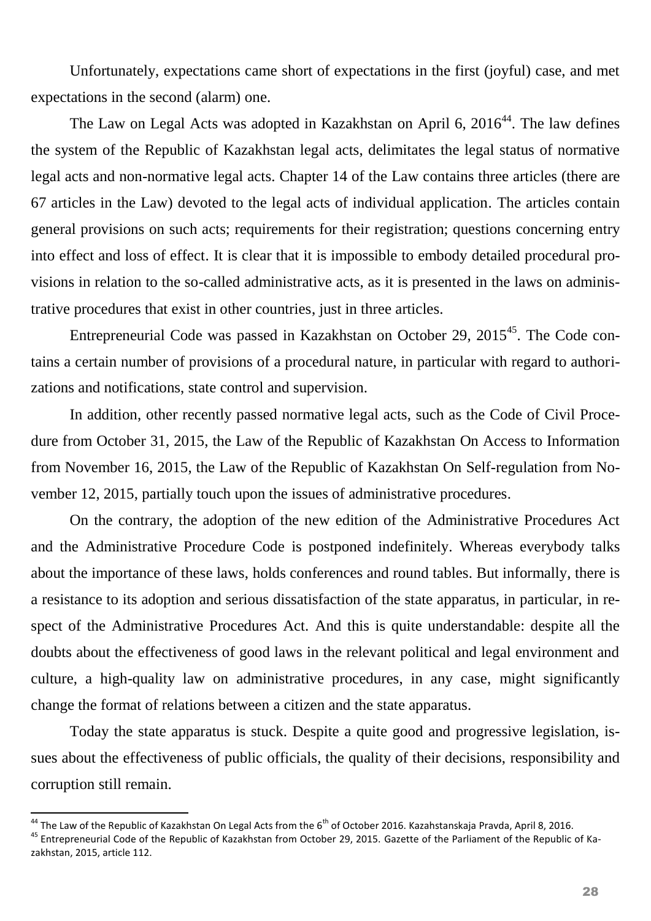Unfortunately, expectations came short of expectations in the first (joyful) case, and met expectations in the second (alarm) one.

The Law on Legal Acts was adopted in Kazakhstan on April 6, 2016[44]. The law defines the system of the Republic of Kazakhstan legal acts, delimitates the legal status of normative legal acts and non-normative legal acts. Chapter 14 of the Law contains three articles (there are 67 articles in the Law) devoted to the legal acts of individual application. The articles contain general provisions on such acts; requirements for their registration; questions concerning entry into effect and loss of effect. It is clear that it is impossible to embody detailed procedural provisions in relation to the so-called administrative acts, as it is presented in the laws on administrative procedures that exist in other countries, just in three articles.

Entrepreneurial Code was passed in Kazakhstan on October 29, 2015[45]. The Code contains a certain number of provisions of a procedural nature, in particular with regard to authorizations and notifications, state control and supervision.

In addition, other recently passed normative legal acts, such as the Code of Civil Procedure from October 31, 2015, the Law of the Republic of Kazakhstan On Access to Information from November 16, 2015, the Law of the Republic of Kazakhstan On Self-regulation from November 12, 2015, partially touch upon the issues of administrative procedures.

On the contrary, the adoption of the new edition of the Administrative Procedures Act and the Administrative Procedure Code is postponed indefinitely. Whereas everybody talks about the importance of these laws, holds conferences and round tables. But informally, there is a resistance to its adoption and serious dissatisfaction of the state apparatus, in particular, in respect of the Administrative Procedures Act. And this is quite understandable: despite all the doubts about the effectiveness of good laws in the relevant political and legal environment and culture, a high-quality law on administrative procedures, in any case, might significantly change the format of relations between a citizen and the state apparatus.

Today the state apparatus is stuck. Despite a quite good and progressive legislation, issues about the effectiveness of public officials, the quality of their decisions, responsibility and corruption still remain.

---

[44] The Law of the Republic of Kazakhstan On Legal Acts from the 6th of October 2016. Kazahstanskaja Pravda, April 8, 2016.

[45] Entrepreneurial Code of the Republic of Kazakhstan from October 29, 2015. Gazette of the Parliament of the Republic of Kazakhstan, 2015, article 112.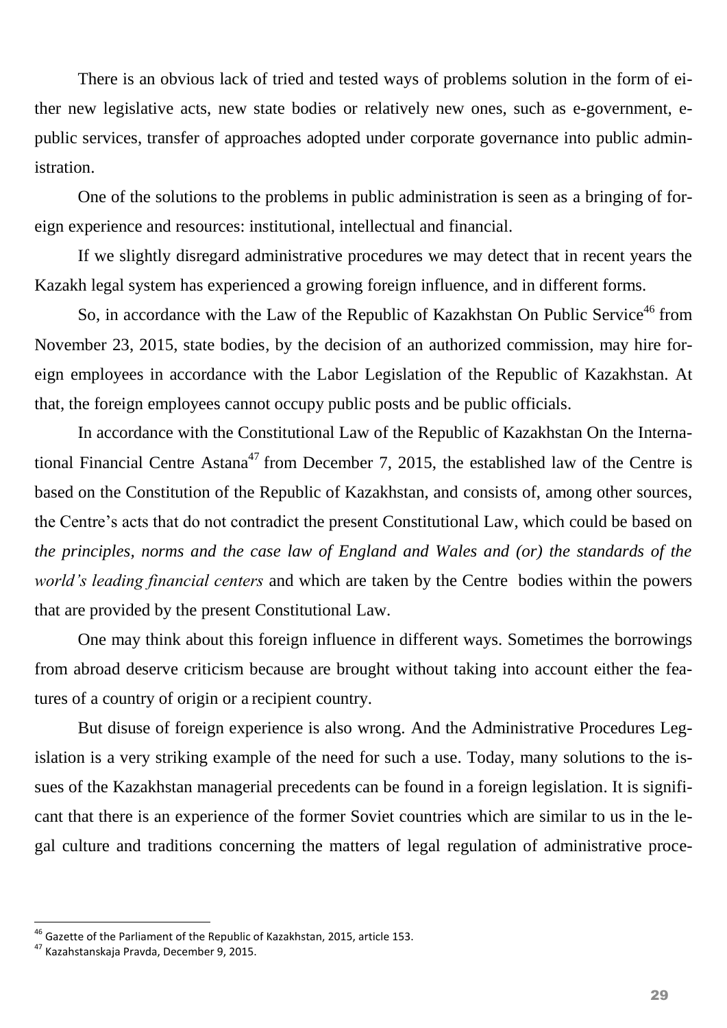There is an obvious lack of tried and tested ways of problems solution in the form of either new legislative acts, new state bodies or relatively new ones, such as e-government, e-public services, transfer of approaches adopted under corporate governance into public administration.

One of the solutions to the problems in public administration is seen as a bringing of foreign experience and resources: institutional, intellectual and financial.

If we slightly disregard administrative procedures we may detect that in recent years the Kazakh legal system has experienced a growing foreign influence, and in different forms.

So, in accordance with the Law of the Republic of Kazakhstan On Public Service[46] from November 23, 2015, state bodies, by the decision of an authorized commission, may hire foreign employees in accordance with the Labor Legislation of the Republic of Kazakhstan. At that, the foreign employees cannot occupy public posts and be public officials.

In accordance with the Constitutional Law of the Republic of Kazakhstan On the International Financial Centre Astana[47] from December 7, 2015, the established law of the Centre is based on the Constitution of the Republic of Kazakhstan, and consists of, among other sources, the Centre's acts that do not contradict the present Constitutional Law, which could be based on *the principles, norms and the case law of England and Wales and (or) the standards of the world's leading financial centers* and which are taken by the Centre bodies within the powers that are provided by the present Constitutional Law.

One may think about this foreign influence in different ways. Sometimes the borrowings from abroad deserve criticism because are brought without taking into account either the features of a country of origin or a recipient country.

But disuse of foreign experience is also wrong. And the Administrative Procedures Legislation is a very striking example of the need for such a use. Today, many solutions to the issues of the Kazakhstan managerial precedents can be found in a foreign legislation. It is significant that there is an experience of the former Soviet countries which are similar to us in the legal culture and traditions concerning the matters of legal regulation of administrative proce-

---

[46] Gazette of the Parliament of the Republic of Kazakhstan, 2015, article 153.

[47] Kazahstanskaja Pravda, December 9, 2015.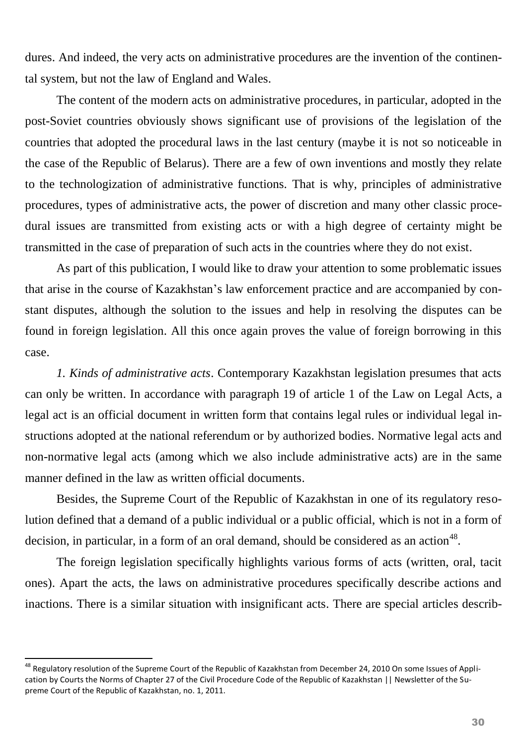dures. And indeed, the very acts on administrative procedures are the invention of the continental system, but not the law of England and Wales.

The content of the modern acts on administrative procedures, in particular, adopted in the post-Soviet countries obviously shows significant use of provisions of the legislation of the countries that adopted the procedural laws in the last century (maybe it is not so noticeable in the case of the Republic of Belarus). There are a few of own inventions and mostly they relate to the technologization of administrative functions. That is why, principles of administrative procedures, types of administrative acts, the power of discretion and many other classic procedural issues are transmitted from existing acts or with a high degree of certainty might be transmitted in the case of preparation of such acts in the countries where they do not exist.

As part of this publication, I would like to draw your attention to some problematic issues that arise in the course of Kazakhstan's law enforcement practice and are accompanied by constant disputes, although the solution to the issues and help in resolving the disputes can be found in foreign legislation. All this once again proves the value of foreign borrowing in this case.

*1. Kinds of administrative acts*. Contemporary Kazakhstan legislation presumes that acts can only be written. In accordance with paragraph 19 of article 1 of the Law on Legal Acts, a legal act is an official document in written form that contains legal rules or individual legal instructions adopted at the national referendum or by authorized bodies. Normative legal acts and non-normative legal acts (among which we also include administrative acts) are in the same manner defined in the law as written official documents.

Besides, the Supreme Court of the Republic of Kazakhstan in one of its regulatory resolution defined that a demand of a public individual or a public official, which is not in a form of decision, in particular, in a form of an oral demand, should be considered as an action[48].

The foreign legislation specifically highlights various forms of acts (written, oral, tacit ones). Apart the acts, the laws on administrative procedures specifically describe actions and inactions. There is a similar situation with insignificant acts. There are special articles describ-

[48] Regulatory resolution of the Supreme Court of the Republic of Kazakhstan from December 24, 2010 On some Issues of Application by Courts the Norms of Chapter 27 of the Civil Procedure Code of the Republic of Kazakhstan || Newsletter of the Supreme Court of the Republic of Kazakhstan, no. 1, 2011.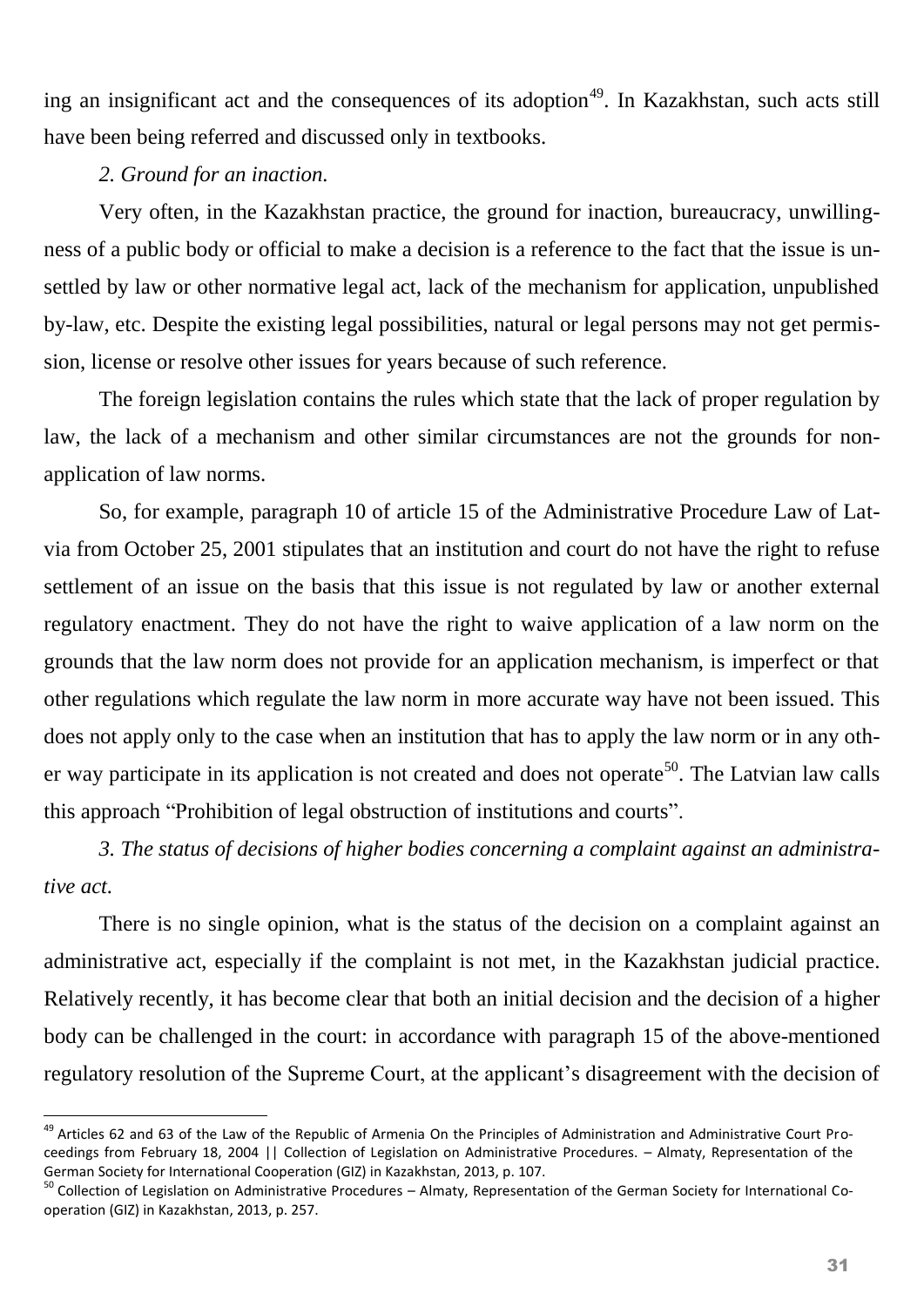ing an insignificant act and the consequences of its adoption[49]. In Kazakhstan, such acts still have been being referred and discussed only in textbooks.

*2. Ground for an inaction.*

Very often, in the Kazakhstan practice, the ground for inaction, bureaucracy, unwillingness of a public body or official to make a decision is a reference to the fact that the issue is unsettled by law or other normative legal act, lack of the mechanism for application, unpublished by-law, etc. Despite the existing legal possibilities, natural or legal persons may not get permission, license or resolve other issues for years because of such reference.

The foreign legislation contains the rules which state that the lack of proper regulation by law, the lack of a mechanism and other similar circumstances are not the grounds for non-application of law norms.

So, for example, paragraph 10 of article 15 of the Administrative Procedure Law of Latvia from October 25, 2001 stipulates that an institution and court do not have the right to refuse settlement of an issue on the basis that this issue is not regulated by law or another external regulatory enactment. They do not have the right to waive application of a law norm on the grounds that the law norm does not provide for an application mechanism, is imperfect or that other regulations which regulate the law norm in more accurate way have not been issued. This does not apply only to the case when an institution that has to apply the law norm or in any other way participate in its application is not created and does not operate[50]. The Latvian law calls this approach "Prohibition of legal obstruction of institutions and courts".

*3. The status of decisions of higher bodies concerning a complaint against an administrative act.*

There is no single opinion, what is the status of the decision on a complaint against an administrative act, especially if the complaint is not met, in the Kazakhstan judicial practice. Relatively recently, it has become clear that both an initial decision and the decision of a higher body can be challenged in the court: in accordance with paragraph 15 of the above-mentioned regulatory resolution of the Supreme Court, at the applicant's disagreement with the decision of

---

[49] Articles 62 and 63 of the Law of the Republic of Armenia On the Principles of Administration and Administrative Court Proceedings from February 18, 2004 || Collection of Legislation on Administrative Procedures. – Almaty, Representation of the German Society for International Cooperation (GIZ) in Kazakhstan, 2013, p. 107.

[50] Collection of Legislation on Administrative Procedures – Almaty, Representation of the German Society for International Cooperation (GIZ) in Kazakhstan, 2013, p. 257.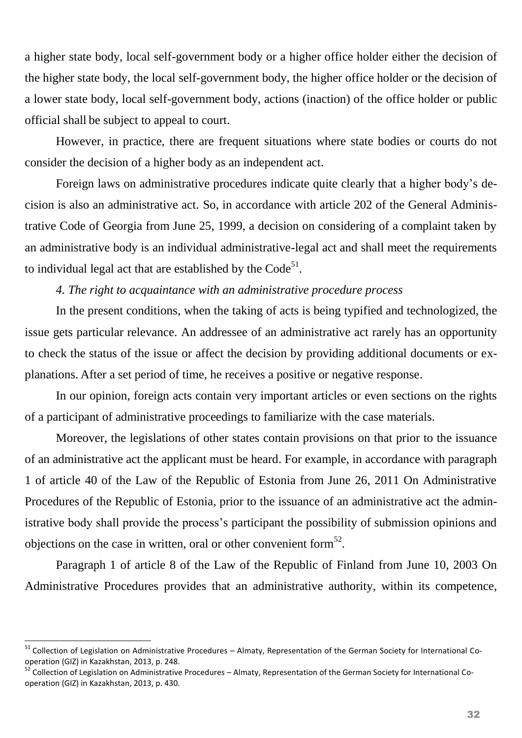a higher state body, local self-government body or a higher office holder either the decision of the higher state body, the local self-government body, the higher office holder or the decision of a lower state body, local self-government body, actions (inaction) of the office holder or public official shall be subject to appeal to court.

However, in practice, there are frequent situations where state bodies or courts do not consider the decision of a higher body as an independent act.

Foreign laws on administrative procedures indicate quite clearly that a higher body's decision is also an administrative act. So, in accordance with article 202 of the General Administrative Code of Georgia from June 25, 1999, a decision on considering of a complaint taken by an administrative body is an individual administrative-legal act and shall meet the requirements to individual legal act that are established by the Code[51].

*4. The right to acquaintance with an administrative procedure process*

In the present conditions, when the taking of acts is being typified and technologized, the issue gets particular relevance. An addressee of an administrative act rarely has an opportunity to check the status of the issue or affect the decision by providing additional documents or explanations. After a set period of time, he receives a positive or negative response.

In our opinion, foreign acts contain very important articles or even sections on the rights of a participant of administrative proceedings to familiarize with the case materials.

Moreover, the legislations of other states contain provisions on that prior to the issuance of an administrative act the applicant must be heard. For example, in accordance with paragraph 1 of article 40 of the Law of the Republic of Estonia from June 26, 2011 On Administrative Procedures of the Republic of Estonia, prior to the issuance of an administrative act the administrative body shall provide the process's participant the possibility of submission opinions and objections on the case in written, oral or other convenient form[52].

Paragraph 1 of article 8 of the Law of the Republic of Finland from June 10, 2003 On Administrative Procedures provides that an administrative authority, within its competence,

---

[51] Collection of Legislation on Administrative Procedures – Almaty, Representation of the German Society for International Cooperation (GIZ) in Kazakhstan, 2013, p. 248.

[52] Collection of Legislation on Administrative Procedures – Almaty, Representation of the German Society for International Cooperation (GIZ) in Kazakhstan, 2013, p. 430.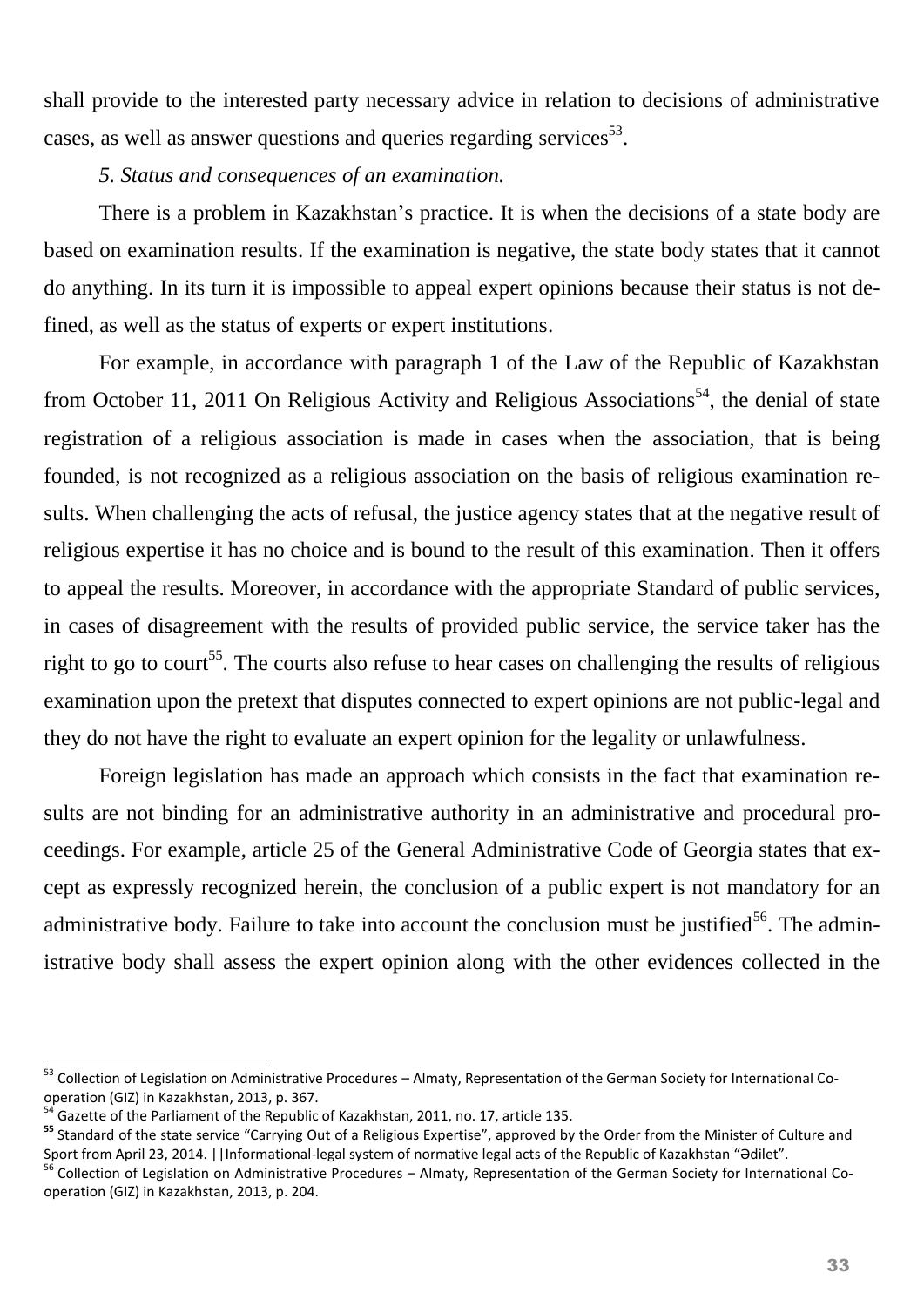shall provide to the interested party necessary advice in relation to decisions of administrative cases, as well as answer questions and queries regarding services[53].

*5. Status and consequences of an examination.*

There is a problem in Kazakhstan's practice. It is when the decisions of a state body are based on examination results. If the examination is negative, the state body states that it cannot do anything. In its turn it is impossible to appeal expert opinions because their status is not defined, as well as the status of experts or expert institutions.

For example, in accordance with paragraph 1 of the Law of the Republic of Kazakhstan from October 11, 2011 On Religious Activity and Religious Associations[54], the denial of state registration of a religious association is made in cases when the association, that is being founded, is not recognized as a religious association on the basis of religious examination results. When challenging the acts of refusal, the justice agency states that at the negative result of religious expertise it has no choice and is bound to the result of this examination. Then it offers to appeal the results. Moreover, in accordance with the appropriate Standard of public services, in cases of disagreement with the results of provided public service, the service taker has the right to go to court[55]. The courts also refuse to hear cases on challenging the results of religious examination upon the pretext that disputes connected to expert opinions are not public-legal and they do not have the right to evaluate an expert opinion for the legality or unlawfulness.

Foreign legislation has made an approach which consists in the fact that examination results are not binding for an administrative authority in an administrative and procedural proceedings. For example, article 25 of the General Administrative Code of Georgia states that except as expressly recognized herein, the conclusion of a public expert is not mandatory for an administrative body. Failure to take into account the conclusion must be justified[56]. The administrative body shall assess the expert opinion along with the other evidences collected in the

---

[53] Collection of Legislation on Administrative Procedures – Almaty, Representation of the German Society for International Cooperation (GIZ) in Kazakhstan, 2013, p. 367.

[54] Gazette of the Parliament of the Republic of Kazakhstan, 2011, no. 17, article 135.

[55] Standard of the state service "Carrying Out of a Religious Expertise", approved by the Order from the Minister of Culture and Sport from April 23, 2014. ||Informational-legal system of normative legal acts of the Republic of Kazakhstan "Әdilet".

[56] Collection of Legislation on Administrative Procedures – Almaty, Representation of the German Society for International Cooperation (GIZ) in Kazakhstan, 2013, p. 204.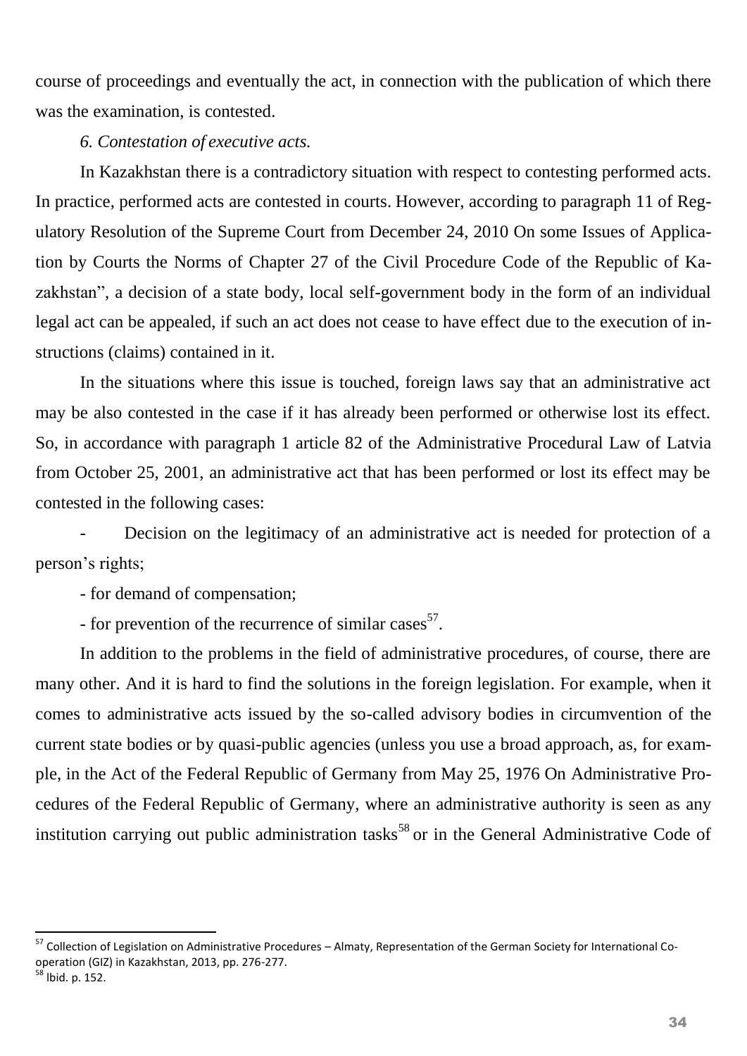course of proceedings and eventually the act, in connection with the publication of which there was the examination, is contested.

*6. Contestation of executive acts.*

In Kazakhstan there is a contradictory situation with respect to contesting performed acts. In practice, performed acts are contested in courts. However, according to paragraph 11 of Regulatory Resolution of the Supreme Court from December 24, 2010 On some Issues of Application by Courts the Norms of Chapter 27 of the Civil Procedure Code of the Republic of Kazakhstan", a decision of a state body, local self-government body in the form of an individual legal act can be appealed, if such an act does not cease to have effect due to the execution of instructions (claims) contained in it.

In the situations where this issue is touched, foreign laws say that an administrative act may be also contested in the case if it has already been performed or otherwise lost its effect. So, in accordance with paragraph 1 article 82 of the Administrative Procedural Law of Latvia from October 25, 2001, an administrative act that has been performed or lost its effect may be contested in the following cases:

- Decision on the legitimacy of an administrative act is needed for protection of a person's rights;
- for demand of compensation;
- for prevention of the recurrence of similar cases[57].

In addition to the problems in the field of administrative procedures, of course, there are many other. And it is hard to find the solutions in the foreign legislation. For example, when it comes to administrative acts issued by the so-called advisory bodies in circumvention of the current state bodies or by quasi-public agencies (unless you use a broad approach, as, for example, in the Act of the Federal Republic of Germany from May 25, 1976 On Administrative Procedures of the Federal Republic of Germany, where an administrative authority is seen as any institution carrying out public administration tasks[58] or in the General Administrative Code of

---

[57] Collection of Legislation on Administrative Procedures – Almaty, Representation of the German Society for International Co-operation (GIZ) in Kazakhstan, 2013, pp. 276-277.

[58] Ibid. p. 152.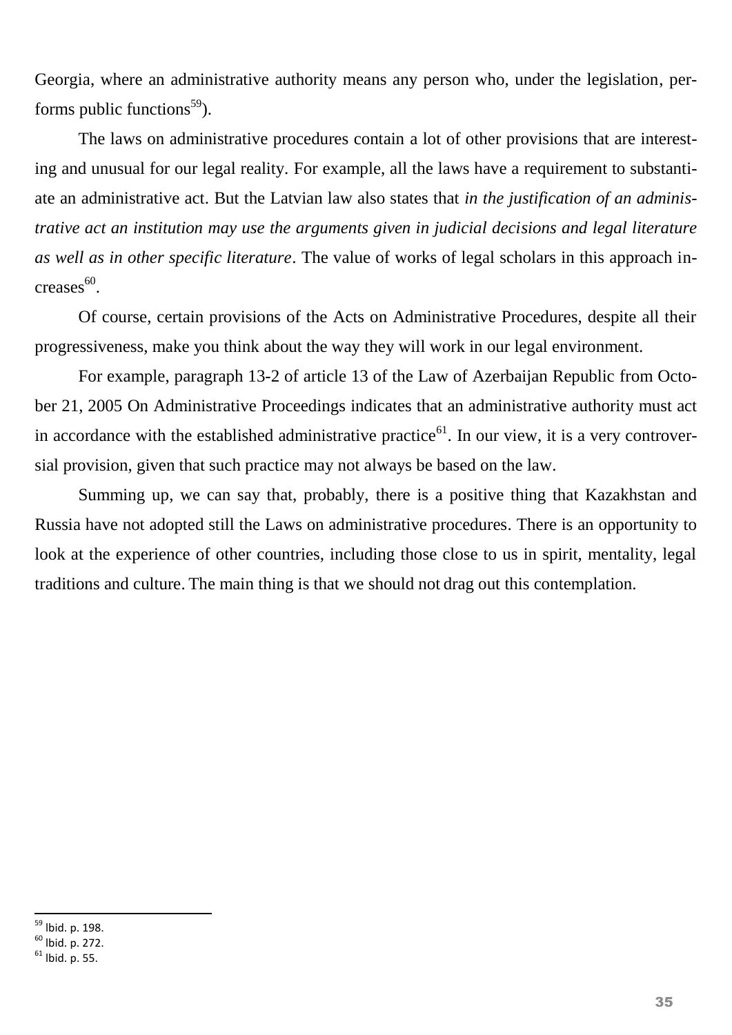Georgia, where an administrative authority means any person who, under the legislation, performs public functions[59]).

The laws on administrative procedures contain a lot of other provisions that are interesting and unusual for our legal reality. For example, all the laws have a requirement to substantiate an administrative act. But the Latvian law also states that *in the justification of an administrative act an institution may use the arguments given in judicial decisions and legal literature as well as in other specific literature*. The value of works of legal scholars in this approach increases[60].

Of course, certain provisions of the Acts on Administrative Procedures, despite all their progressiveness, make you think about the way they will work in our legal environment.

For example, paragraph 13-2 of article 13 of the Law of Azerbaijan Republic from October 21, 2005 On Administrative Proceedings indicates that an administrative authority must act in accordance with the established administrative practice[61]. In our view, it is a very controversial provision, given that such practice may not always be based on the law.

Summing up, we can say that, probably, there is a positive thing that Kazakhstan and Russia have not adopted still the Laws on administrative procedures. There is an opportunity to look at the experience of other countries, including those close to us in spirit, mentality, legal traditions and culture. The main thing is that we should not drag out this contemplation.

---

[59] Ibid. p. 198.

[60] Ibid. p. 272.

[61] Ibid. p. 55.